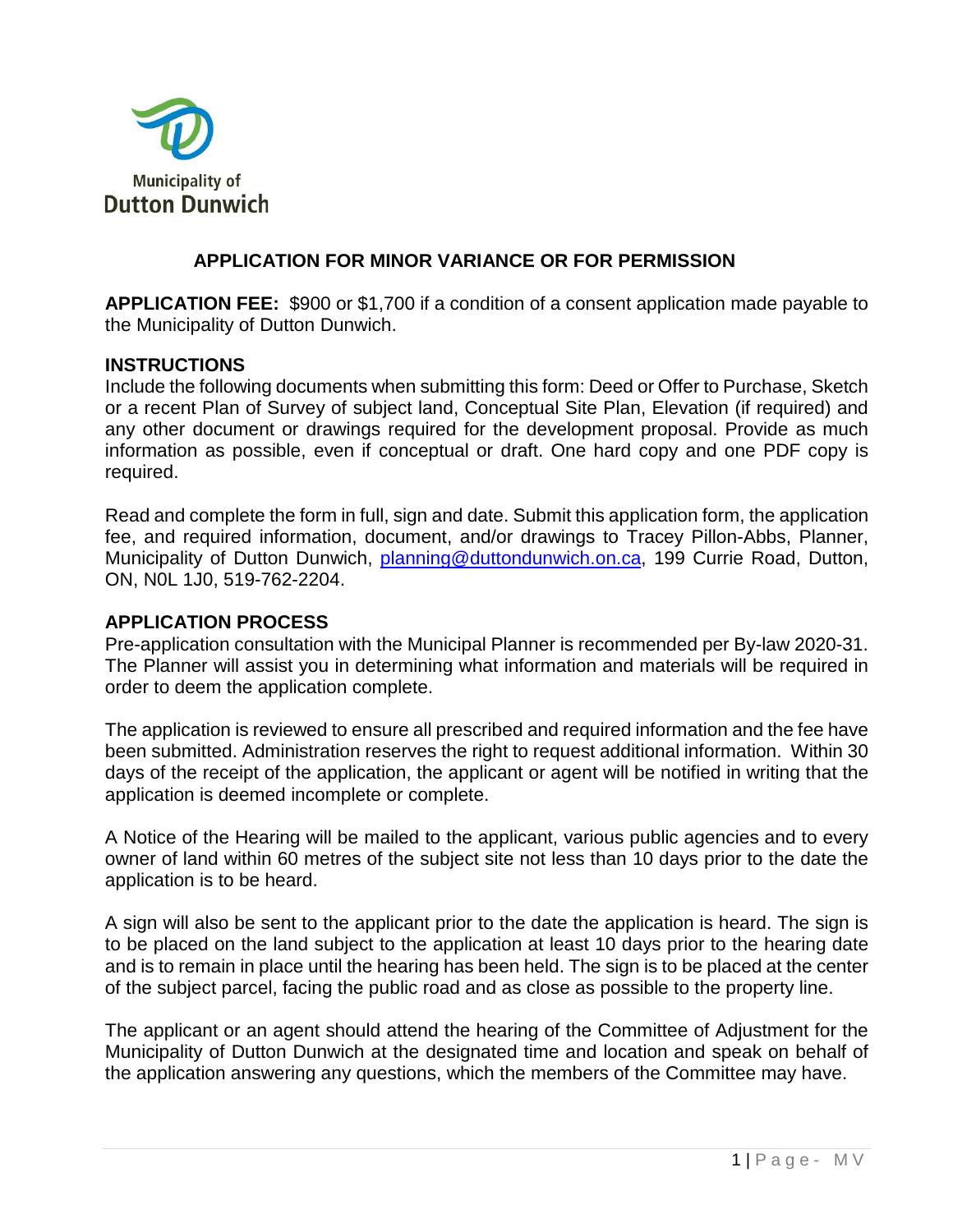Municipality of
Dutton Dunwich

# APPLICATION FOR MINOR VARIANCE OR FOR PERMISSION

**APPLICATION FEE:** $900 or $1,700 if a condition of a consent application made payable to the Municipality of Dutton Dunwich.

## INSTRUCTIONS

Include the following documents when submitting this form: Deed or Offer to Purchase, Sketch or a recent Plan of Survey of subject land, Conceptual Site Plan, Elevation (if required) and any other document or drawings required for the development proposal. Provide as much information as possible, even if conceptual or draft. One hard copy and one PDF copy is required.

Read and complete the form in full, sign and date. Submit this application form, the application fee, and required information, document, and/or drawings to Tracey Pillon-Abbs, Planner, Municipality of Dutton Dunwich, planning@duttondunwich.on.ca, 199 Currie Road, Dutton, ON, N0L 1J0, 519-762-2204.

## APPLICATION PROCESS

Pre-application consultation with the Municipal Planner is recommended per By-law 2020-31. The Planner will assist you in determining what information and materials will be required in order to deem the application complete.

The application is reviewed to ensure all prescribed and required information and the fee have been submitted. Administration reserves the right to request additional information. Within 30 days of the receipt of the application, the applicant or agent will be notified in writing that the application is deemed incomplete or complete.

A Notice of the Hearing will be mailed to the applicant, various public agencies and to every owner of land within 60 metres of the subject site not less than 10 days prior to the date the application is to be heard.

A sign will also be sent to the applicant prior to the date the application is heard. The sign is to be placed on the land subject to the application at least 10 days prior to the hearing date and is to remain in place until the hearing has been held. The sign is to be placed at the center of the subject parcel, facing the public road and as close as possible to the property line.

The applicant or an agent should attend the hearing of the Committee of Adjustment for the Municipality of Dutton Dunwich at the designated time and location and speak on behalf of the application answering any questions, which the members of the Committee may have.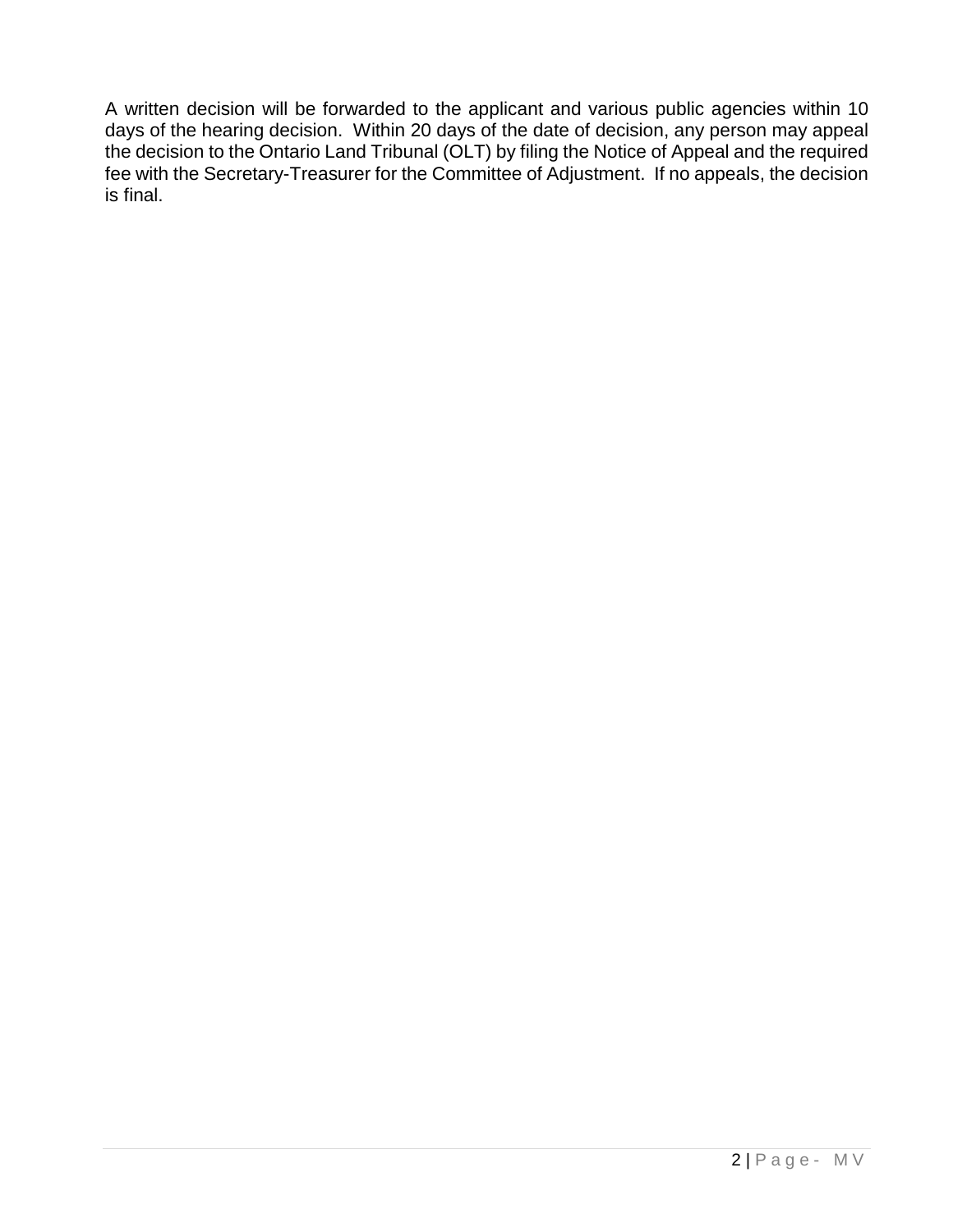A written decision will be forwarded to the applicant and various public agencies within 10 days of the hearing decision. Within 20 days of the date of decision, any person may appeal the decision to the Ontario Land Tribunal (OLT) by filing the Notice of Appeal and the required fee with the Secretary-Treasurer for the Committee of Adjustment. If no appeals, the decision is final.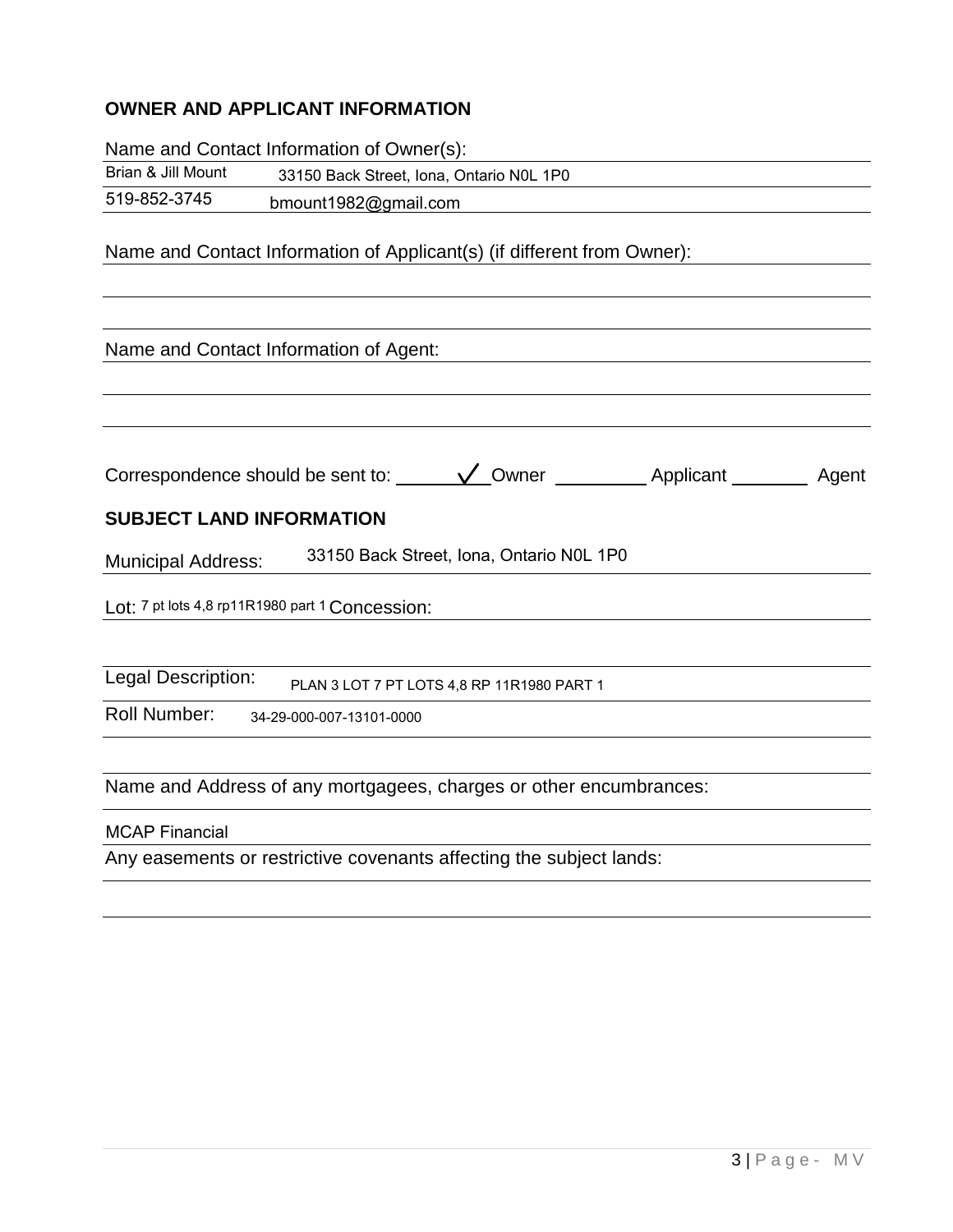## OWNER AND APPLICANT INFORMATION

Name and Contact Information of Owner(s):

Brian & Jill Mount 33150 Back Street, Iona, Ontario N0L 1P0

519-852-3745 bmount1982@gmail.com

Name and Contact Information of Applicant(s) (if different from Owner):

Name and Contact Information of Agent:

Correspondence should be sent to: ✓ Owner ______ Applicant ______ Agent

## SUBJECT LAND INFORMATION

Municipal Address: 33150 Back Street, Iona, Ontario N0L 1P0

Lot: 7 pt lots 4,8 rp11R1980 part 1 Concession:

Legal Description: PLAN 3 LOT 7 PT LOTS 4,8 RP 11R1980 PART 1

Roll Number: 34-29-000-007-13101-0000

Name and Address of any mortgagees, charges or other encumbrances:

MCAP Financial

Any easements or restrictive covenants affecting the subject lands: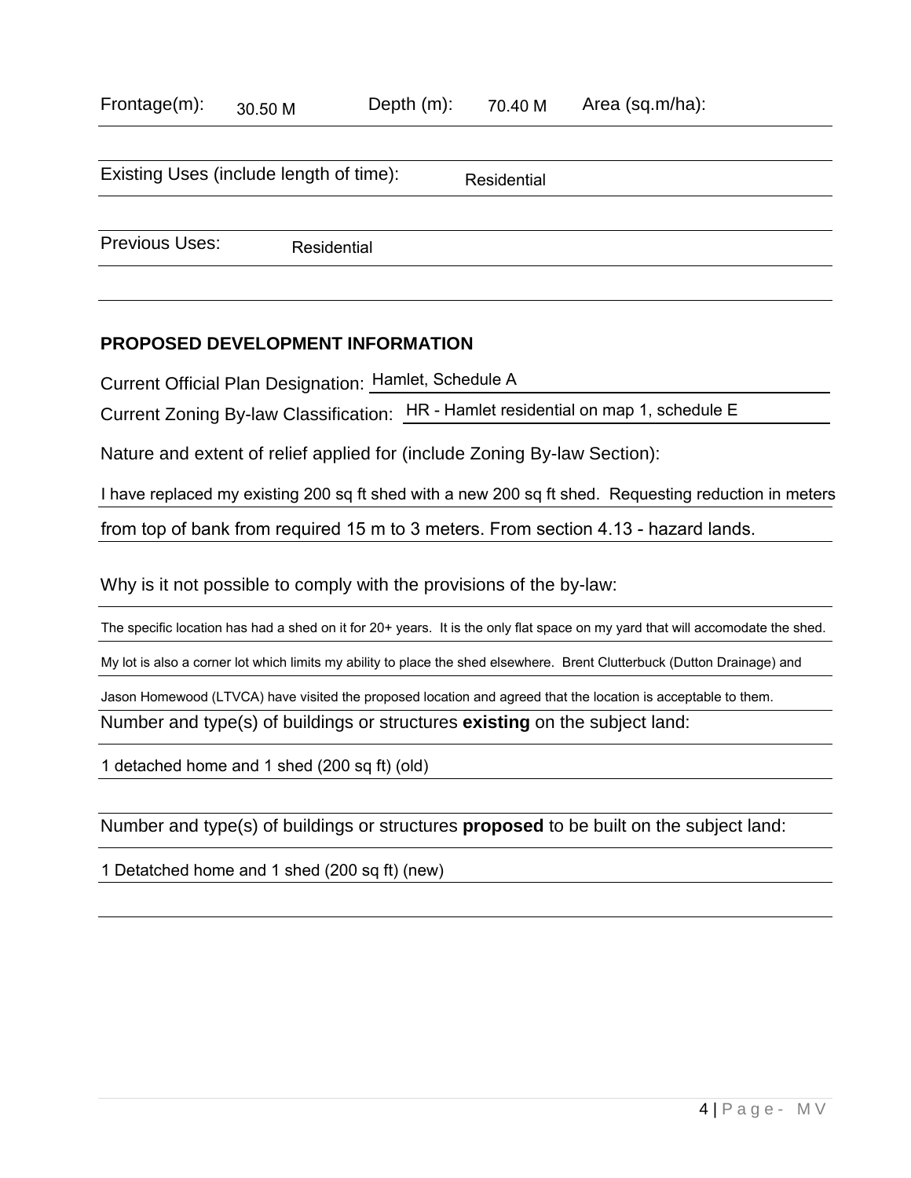Frontage(m): 30.50 M Depth (m): 70.40 M Area (sq.m/ha):

Existing Uses (include length of time): Residential

Previous Uses: Residential

**PROPOSED DEVELOPMENT INFORMATION**

Current Official Plan Designation: Hamlet, Schedule A

Current Zoning By-law Classification: HR - Hamlet residential on map 1, schedule E

Nature and extent of relief applied for (include Zoning By-law Section):

I have replaced my existing 200 sq ft shed with a new 200 sq ft shed. Requesting reduction in meters from top of bank from required 15 m to 3 meters. From section 4.13 - hazard lands.

Why is it not possible to comply with the provisions of the by-law:

The specific location has had a shed on it for 20+ years. It is the only flat space on my yard that will accomodate the shed. My lot is also a corner lot which limits my ability to place the shed elsewhere. Brent Clutterbuck (Dutton Drainage) and Jason Homewood (LTVCA) have visited the proposed location and agreed that the location is acceptable to them.

Number and type(s) of buildings or structures **existing** on the subject land:

1 detached home and 1 shed (200 sq ft) (old)

Number and type(s) of buildings or structures **proposed** to be built on the subject land:

1 Detatched home and 1 shed (200 sq ft) (new)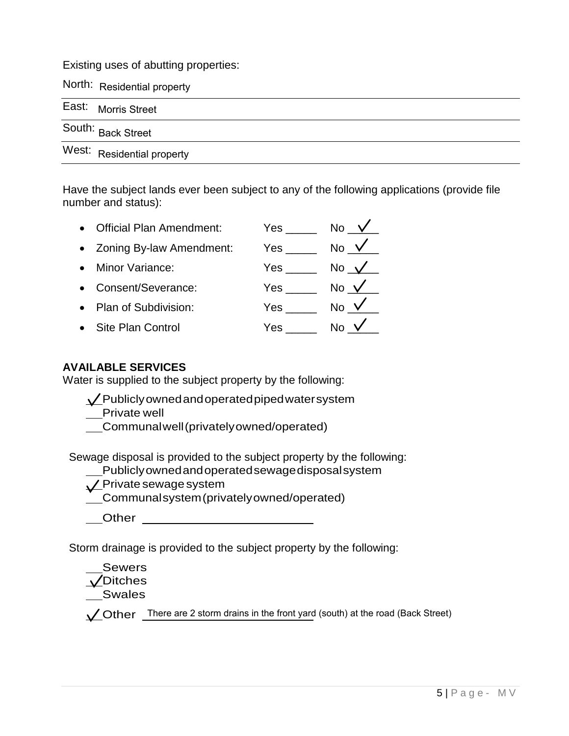Existing uses of abutting properties:

North: Residential property

East: Morris Street

South: Back Street

West: Residential property

Have the subject lands ever been subject to any of the following applications (provide file number and status):

- Official Plan Amendment: Yes _____ No ✓
- Zoning By-law Amendment: Yes _____ No ✓
- Minor Variance: Yes _____ No ✓
- Consent/Severance: Yes _____ No ✓
- Plan of Subdivision: Yes _____ No ✓
- Site Plan Control Yes _____ No ✓

**AVAILABLE SERVICES**

Water is supplied to the subject property by the following:

✓ Publicly owned and operated piped water system
__ Private well
__ Communal well (privately owned/operated)

Sewage disposal is provided to the subject property by the following:

__ Publicly owned and operated sewage disposal system
✓ Private sewage system
__ Communal system (privately owned/operated)
__ Other ____________________

Storm drainage is provided to the subject property by the following:

__ Sewers
✓ Ditches
__ Swales
✓ Other There are 2 storm drains in the front yard (south) at the road (Back Street)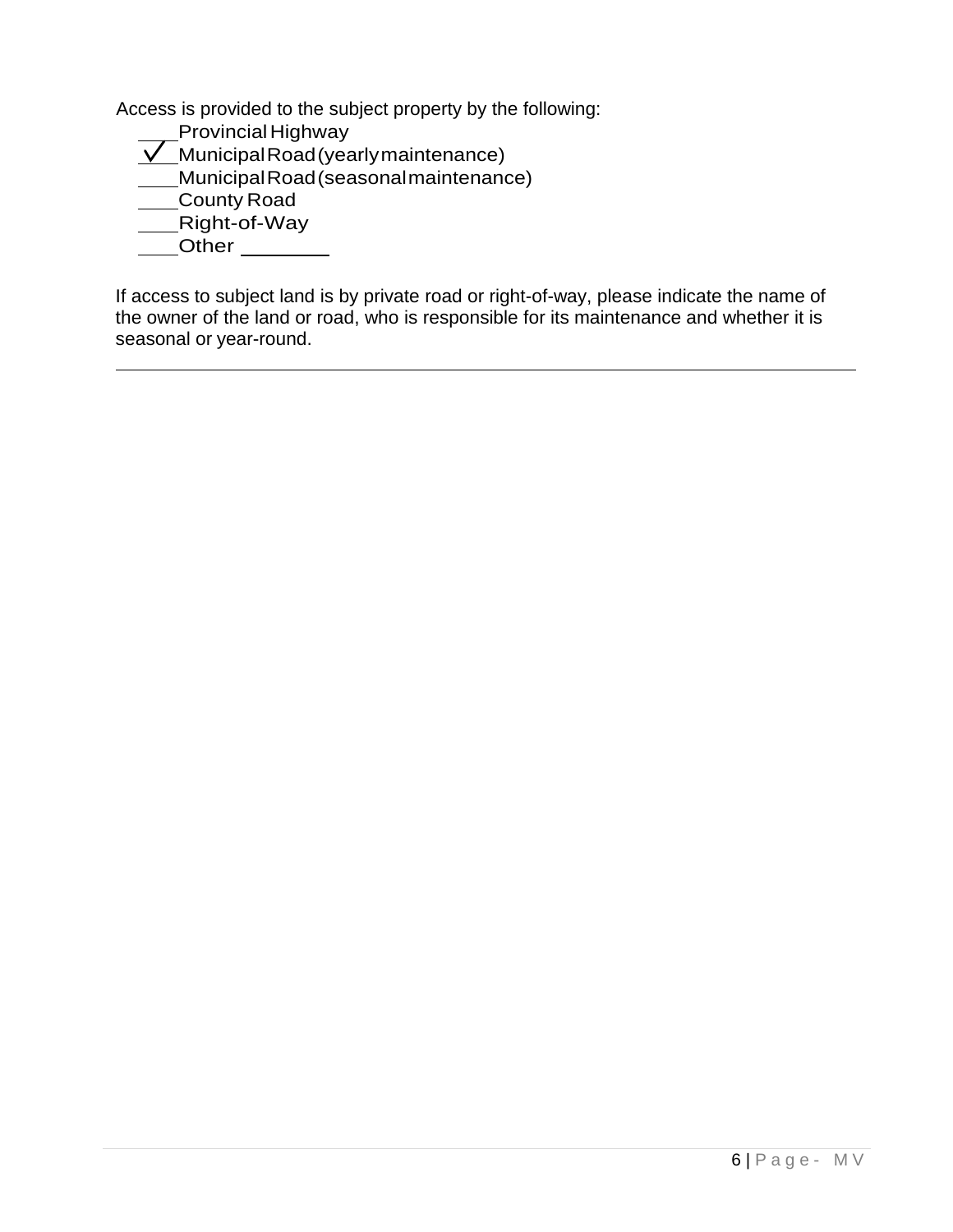Access is provided to the subject property by the following:

- ___ Provincial Highway
- _✓_ Municipal Road (yearly maintenance)
- ___ Municipal Road (seasonal maintenance)
- ___ County Road
- ___ Right-of-Way
- ___ Other ________

If access to subject land is by private road or right-of-way, please indicate the name of the owner of the land or road, who is responsible for its maintenance and whether it is seasonal or year-round.

______________________________________________________________________________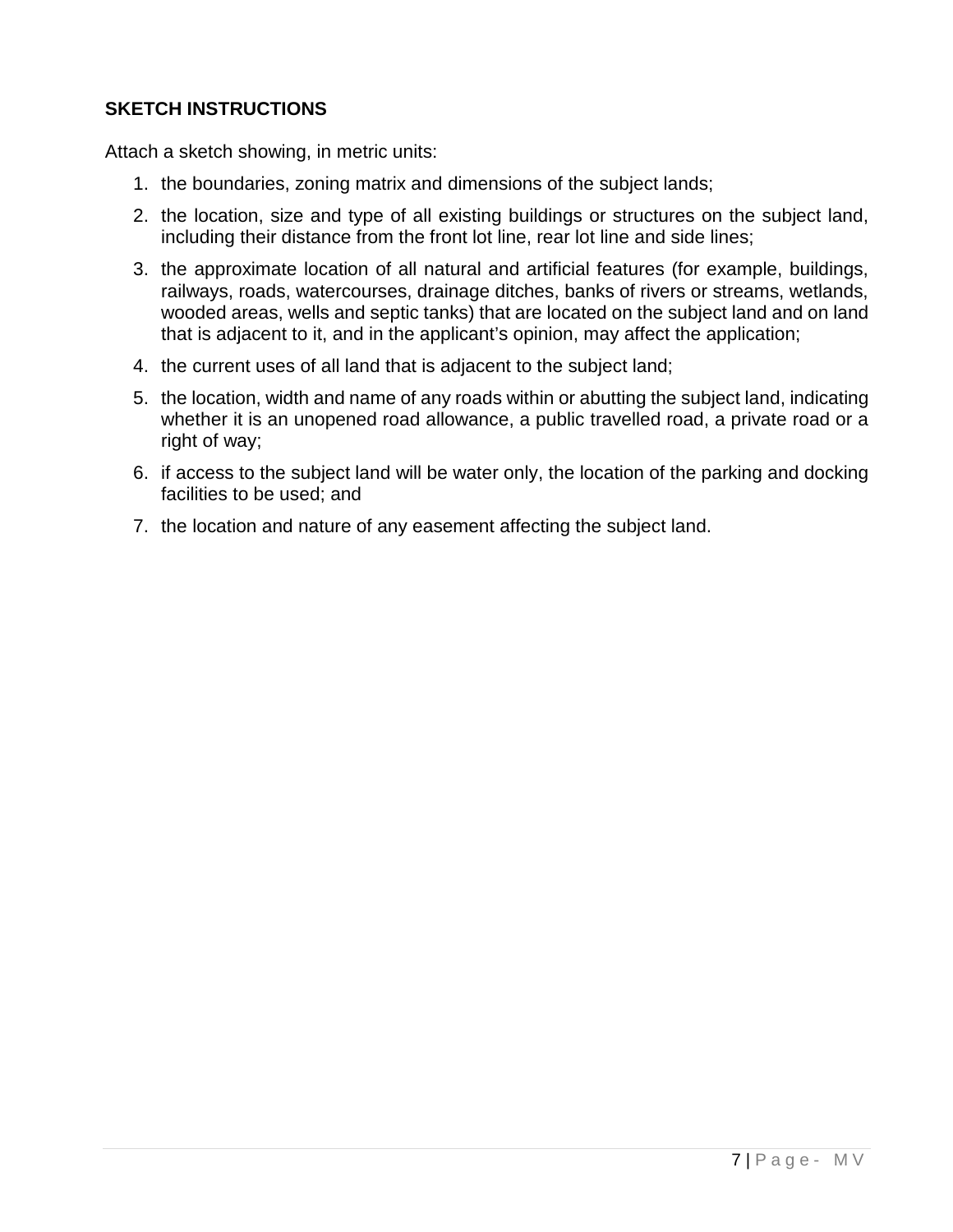**SKETCH INSTRUCTIONS**

Attach a sketch showing, in metric units:

1. the boundaries, zoning matrix and dimensions of the subject lands;
2. the location, size and type of all existing buildings or structures on the subject land, including their distance from the front lot line, rear lot line and side lines;
3. the approximate location of all natural and artificial features (for example, buildings, railways, roads, watercourses, drainage ditches, banks of rivers or streams, wetlands, wooded areas, wells and septic tanks) that are located on the subject land and on land that is adjacent to it, and in the applicant's opinion, may affect the application;
4. the current uses of all land that is adjacent to the subject land;
5. the location, width and name of any roads within or abutting the subject land, indicating whether it is an unopened road allowance, a public travelled road, a private road or a right of way;
6. if access to the subject land will be water only, the location of the parking and docking facilities to be used; and
7. the location and nature of any easement affecting the subject land.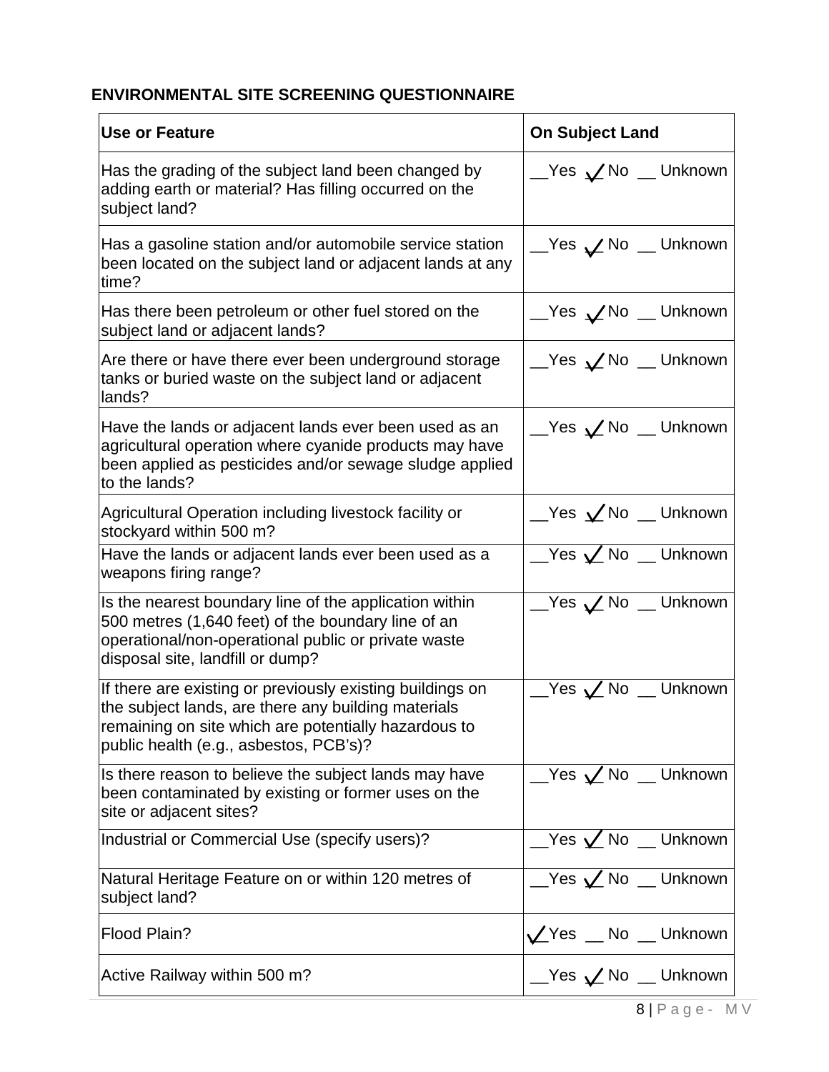**ENVIRONMENTAL SITE SCREENING QUESTIONNAIRE**

| Use or Feature | On Subject Land |
|---|---|
| Has the grading of the subject land been changed by adding earth or material? Has filling occurred on the subject land? | __Yes ✓ No __ Unknown |
| Has a gasoline station and/or automobile service station been located on the subject land or adjacent lands at any time? | __Yes ✓ No __ Unknown |
| Has there been petroleum or other fuel stored on the subject land or adjacent lands? | __Yes ✓ No __ Unknown |
| Are there or have there ever been underground storage tanks or buried waste on the subject land or adjacent lands? | __Yes ✓ No __ Unknown |
| Have the lands or adjacent lands ever been used as an agricultural operation where cyanide products may have been applied as pesticides and/or sewage sludge applied to the lands? | __Yes ✓ No __ Unknown |
| Agricultural Operation including livestock facility or stockyard within 500 m? | __Yes ✓ No __ Unknown |
| Have the lands or adjacent lands ever been used as a weapons firing range? | __Yes ✓ No __ Unknown |
| Is the nearest boundary line of the application within 500 metres (1,640 feet) of the boundary line of an operational/non-operational public or private waste disposal site, landfill or dump? | __Yes ✓ No __ Unknown |
| If there are existing or previously existing buildings on the subject lands, are there any building materials remaining on site which are potentially hazardous to public health (e.g., asbestos, PCB's)? | __Yes ✓ No __ Unknown |
| Is there reason to believe the subject lands may have been contaminated by existing or former uses on the site or adjacent sites? | __Yes ✓ No __ Unknown |
| Industrial or Commercial Use (specify users)? | __Yes ✓ No __ Unknown |
| Natural Heritage Feature on or within 120 metres of subject land? | __Yes ✓ No __ Unknown |
| Flood Plain? | ✓ Yes __ No __ Unknown |
| Active Railway within 500 m? | __Yes ✓ No __ Unknown |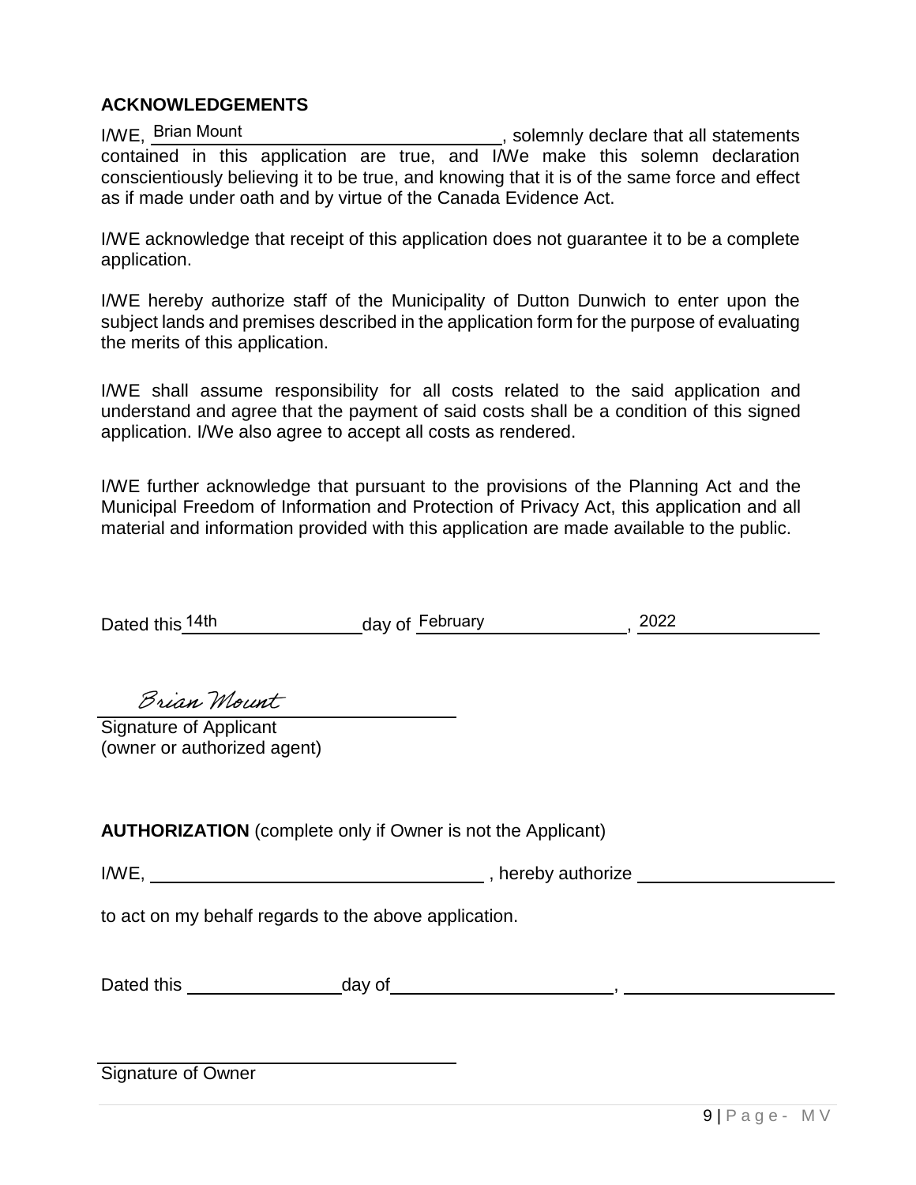## ACKNOWLEDGEMENTS

I/WE, Brian Mount, solemnly declare that all statements contained in this application are true, and I/We make this solemn declaration conscientiously believing it to be true, and knowing that it is of the same force and effect as if made under oath and by virtue of the Canada Evidence Act.

I/WE acknowledge that receipt of this application does not guarantee it to be a complete application.

I/WE hereby authorize staff of the Municipality of Dutton Dunwich to enter upon the subject lands and premises described in the application form for the purpose of evaluating the merits of this application.

I/WE shall assume responsibility for all costs related to the said application and understand and agree that the payment of said costs shall be a condition of this signed application. I/We also agree to accept all costs as rendered.

I/WE further acknowledge that pursuant to the provisions of the Planning Act and the Municipal Freedom of Information and Protection of Privacy Act, this application and all material and information provided with this application are made available to the public.

Dated this 14th day of February, 2022

Brian Mount
Signature of Applicant
(owner or authorized agent)

**AUTHORIZATION** (complete only if Owner is not the Applicant)

I/WE, ______________________, hereby authorize ______________________

to act on my behalf regards to the above application.

Dated this ____________ day of ______________________, ______________________

______________________
Signature of Owner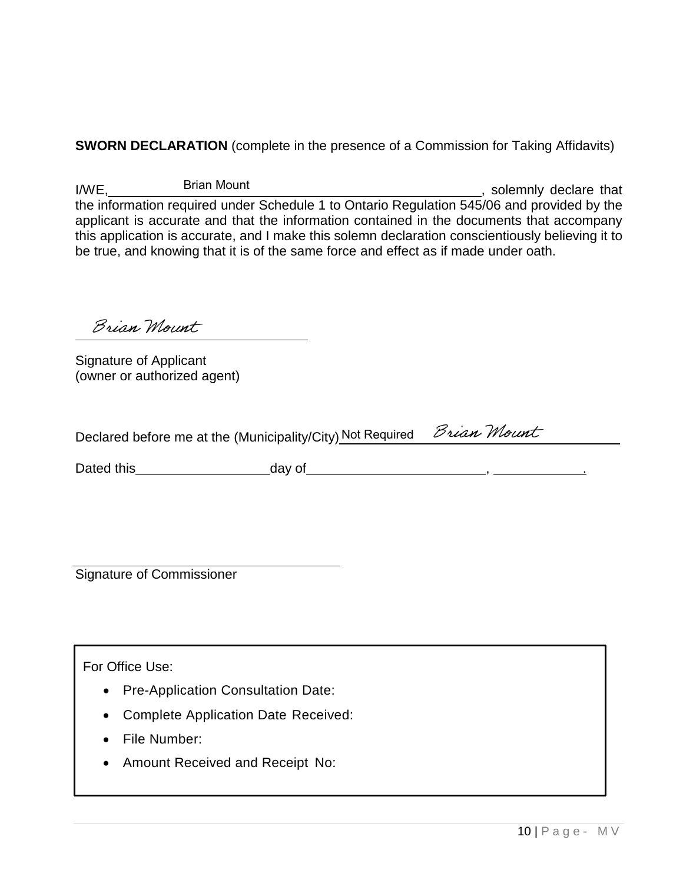**SWORN DECLARATION** (complete in the presence of a Commission for Taking Affidavits)

I/WE, Brian Mount, solemnly declare that the information required under Schedule 1 to Ontario Regulation 545/06 and provided by the applicant is accurate and that the information contained in the documents that accompany this application is accurate, and I make this solemn declaration conscientiously believing it to be true, and knowing that it is of the same force and effect as if made under oath.

Brian Mount

Signature of Applicant
(owner or authorized agent)

Declared before me at the (Municipality/City) Not Required Brian Mount

Dated this ________ day of ____________, ________.

Signature of Commissioner

For Office Use:

- Pre-Application Consultation Date:
- Complete Application Date Received:
- File Number:
- Amount Received and Receipt No: